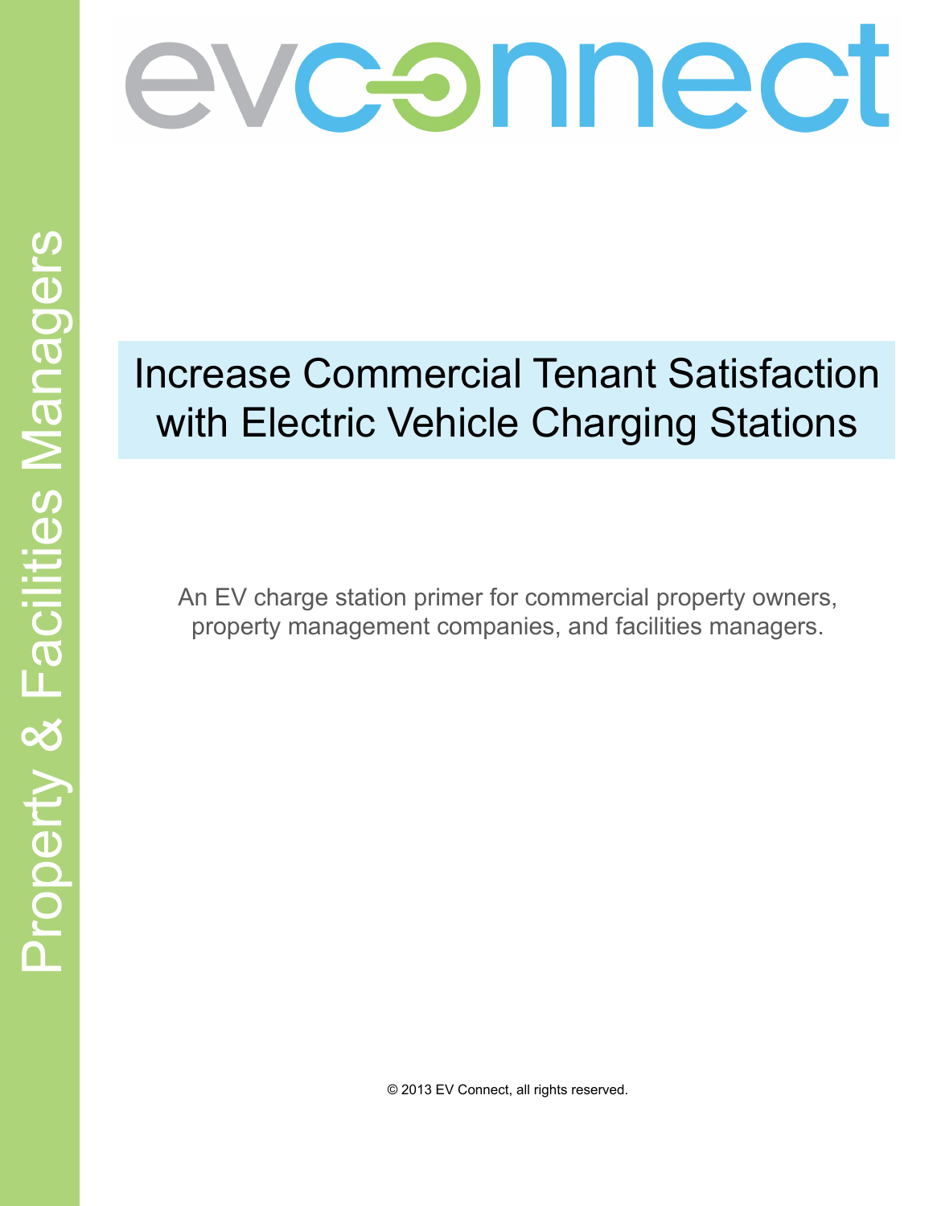evconnect

Property & Facilities Managers

# Increase Commercial Tenant Satisfaction with Electric Vehicle Charging Stations

An EV charge station primer for commercial property owners, property management companies, and facilities managers.

© 2013 EV Connect, all rights reserved.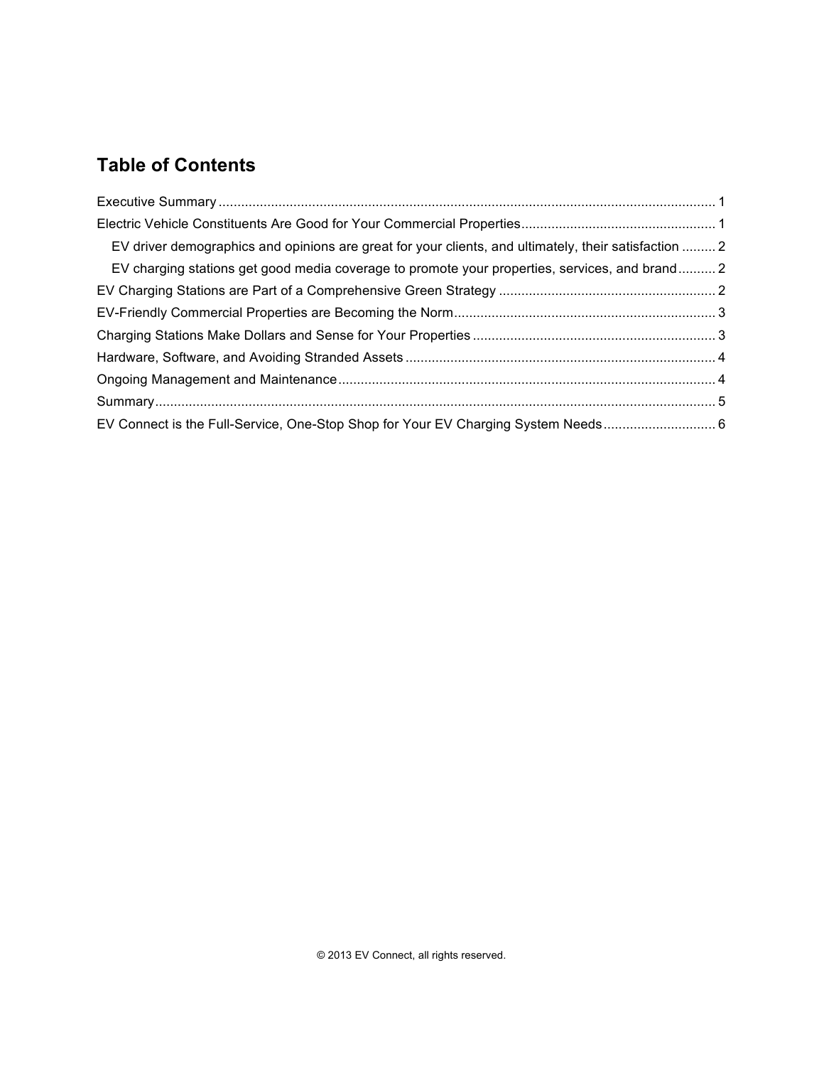## Table of Contents

Executive Summary ..... 1

Electric Vehicle Constituents Are Good for Your Commercial Properties ..... 1

- EV driver demographics and opinions are great for your clients, and ultimately, their satisfaction ..... 2
- EV charging stations get good media coverage to promote your properties, services, and brand ..... 2

EV Charging Stations are Part of a Comprehensive Green Strategy ..... 2

EV-Friendly Commercial Properties are Becoming the Norm ..... 3

Charging Stations Make Dollars and Sense for Your Properties ..... 3

Hardware, Software, and Avoiding Stranded Assets ..... 4

Ongoing Management and Maintenance ..... 4

Summary ..... 5

EV Connect is the Full-Service, One-Stop Shop for Your EV Charging System Needs ..... 6

© 2013 EV Connect, all rights reserved.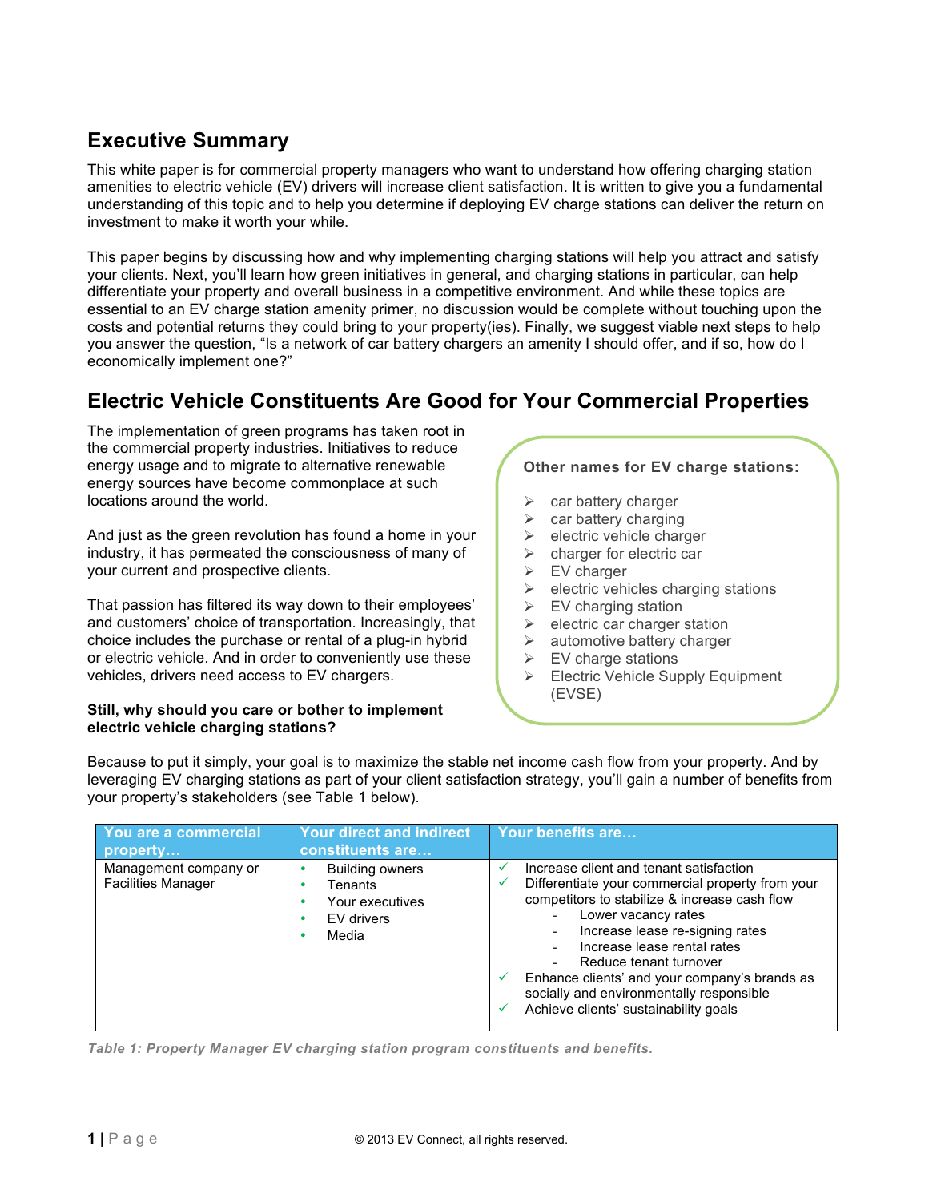## Executive Summary

This white paper is for commercial property managers who want to understand how offering charging station amenities to electric vehicle (EV) drivers will increase client satisfaction. It is written to give you a fundamental understanding of this topic and to help you determine if deploying EV charge stations can deliver the return on investment to make it worth your while.

This paper begins by discussing how and why implementing charging stations will help you attract and satisfy your clients. Next, you'll learn how green initiatives in general, and charging stations in particular, can help differentiate your property and overall business in a competitive environment. And while these topics are essential to an EV charge station amenity primer, no discussion would be complete without touching upon the costs and potential returns they could bring to your property(ies). Finally, we suggest viable next steps to help you answer the question, "Is a network of car battery chargers an amenity I should offer, and if so, how do I economically implement one?"

## Electric Vehicle Constituents Are Good for Your Commercial Properties

The implementation of green programs has taken root in the commercial property industries. Initiatives to reduce energy usage and to migrate to alternative renewable energy sources have become commonplace at such locations around the world.

And just as the green revolution has found a home in your industry, it has permeated the consciousness of many of your current and prospective clients.

That passion has filtered its way down to their employees' and customers' choice of transportation. Increasingly, that choice includes the purchase or rental of a plug-in hybrid or electric vehicle. And in order to conveniently use these vehicles, drivers need access to EV chargers.

**Other names for EV charge stations:**

- car battery charger
- car battery charging
- electric vehicle charger
- charger for electric car
- EV charger
- electric vehicles charging stations
- EV charging station
- electric car charger station
- automotive battery charger
- EV charge stations
- Electric Vehicle Supply Equipment (EVSE)

**Still, why should you care or bother to implement electric vehicle charging stations?**

Because to put it simply, your goal is to maximize the stable net income cash flow from your property. And by leveraging EV charging stations as part of your client satisfaction strategy, you'll gain a number of benefits from your property's stakeholders (see Table 1 below).

| You are a commercial property… | Your direct and indirect constituents are… | Your benefits are… |
| --- | --- | --- |
| Management company or Facilities Manager | • Building owners<br>• Tenants<br>• Your executives<br>• EV drivers<br>• Media | ✓ Increase client and tenant satisfaction<br>✓ Differentiate your commercial property from your competitors to stabilize & increase cash flow<br>- Lower vacancy rates<br>- Increase lease re-signing rates<br>- Increase lease rental rates<br>- Reduce tenant turnover<br>✓ Enhance clients' and your company's brands as socially and environmentally responsible<br>✓ Achieve clients' sustainability goals |

*Table 1: Property Manager EV charging station program constituents and benefits.*

© 2013 EV Connect, all rights reserved.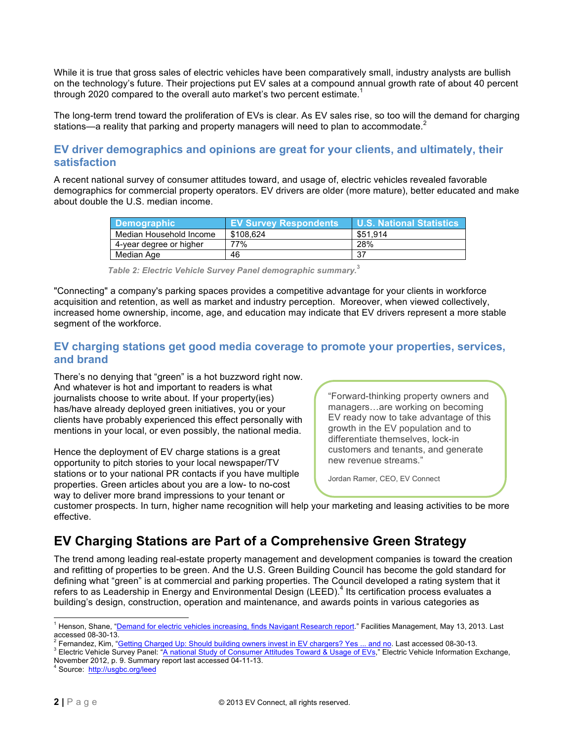While it is true that gross sales of electric vehicles have been comparatively small, industry analysts are bullish on the technology's future. Their projections put EV sales at a compound annual growth rate of about 40 percent through 2020 compared to the overall auto market's two percent estimate.[1]

The long-term trend toward the proliferation of EVs is clear. As EV sales rise, so too will the demand for charging stations—a reality that parking and property managers will need to plan to accommodate.[2]

### EV driver demographics and opinions are great for your clients, and ultimately, their satisfaction

A recent national survey of consumer attitudes toward, and usage of, electric vehicles revealed favorable demographics for commercial property operators. EV drivers are older (more mature), better educated and make about double the U.S. median income.

| Demographic | EV Survey Respondents | U.S. National Statistics |
|---|---|---|
| Median Household Income | $108,624 | $51,914 |
| 4-year degree or higher | 77% | 28% |
| Median Age | 46 | 37 |

*Table 2: Electric Vehicle Survey Panel demographic summary.*[3]

"Connecting" a company's parking spaces provides a competitive advantage for your clients in workforce acquisition and retention, as well as market and industry perception. Moreover, when viewed collectively, increased home ownership, income, age, and education may indicate that EV drivers represent a more stable segment of the workforce.

### EV charging stations get good media coverage to promote your properties, services, and brand

There's no denying that "green" is a hot buzzword right now. And whatever is hot and important to readers is what journalists choose to write about. If your property(ies) has/have already deployed green initiatives, you or your clients have probably experienced this effect personally with mentions in your local, or even possibly, the national media.

Hence the deployment of EV charge stations is a great opportunity to pitch stories to your local newspaper/TV stations or to your national PR contacts if you have multiple properties. Green articles about you are a low- to no-cost way to deliver more brand impressions to your tenant or customer prospects. In turn, higher name recognition will help your marketing and leasing activities to be more effective.

> "Forward-thinking property owners and managers…are working on becoming EV ready now to take advantage of this growth in the EV population and to differentiate themselves, lock-in customers and tenants, and generate new revenue streams."
>
> Jordan Ramer, CEO, EV Connect

## EV Charging Stations are Part of a Comprehensive Green Strategy

The trend among leading real-estate property management and development companies is toward the creation and refitting of properties to be green. And the U.S. Green Building Council has become the gold standard for defining what "green" is at commercial and parking properties. The Council developed a rating system that it refers to as Leadership in Energy and Environmental Design (LEED).[4] Its certification process evaluates a building's design, construction, operation and maintenance, and awards points in various categories as

---

[1] Henson, Shane, "Demand for electric vehicles increasing, finds Navigant Research report." Facilities Management, May 13, 2013. Last accessed 08-30-13.

[2] Fernandez, Kim, "Getting Charged Up: Should building owners invest in EV chargers? Yes ... and no. Last accessed 08-30-13.

[3] Electric Vehicle Survey Panel: "A national Study of Consumer Attitudes Toward & Usage of EVs," Electric Vehicle Information Exchange, November 2012, p. 9. Summary report last accessed 04-11-13.

[4] Source: http://usgbc.org/leed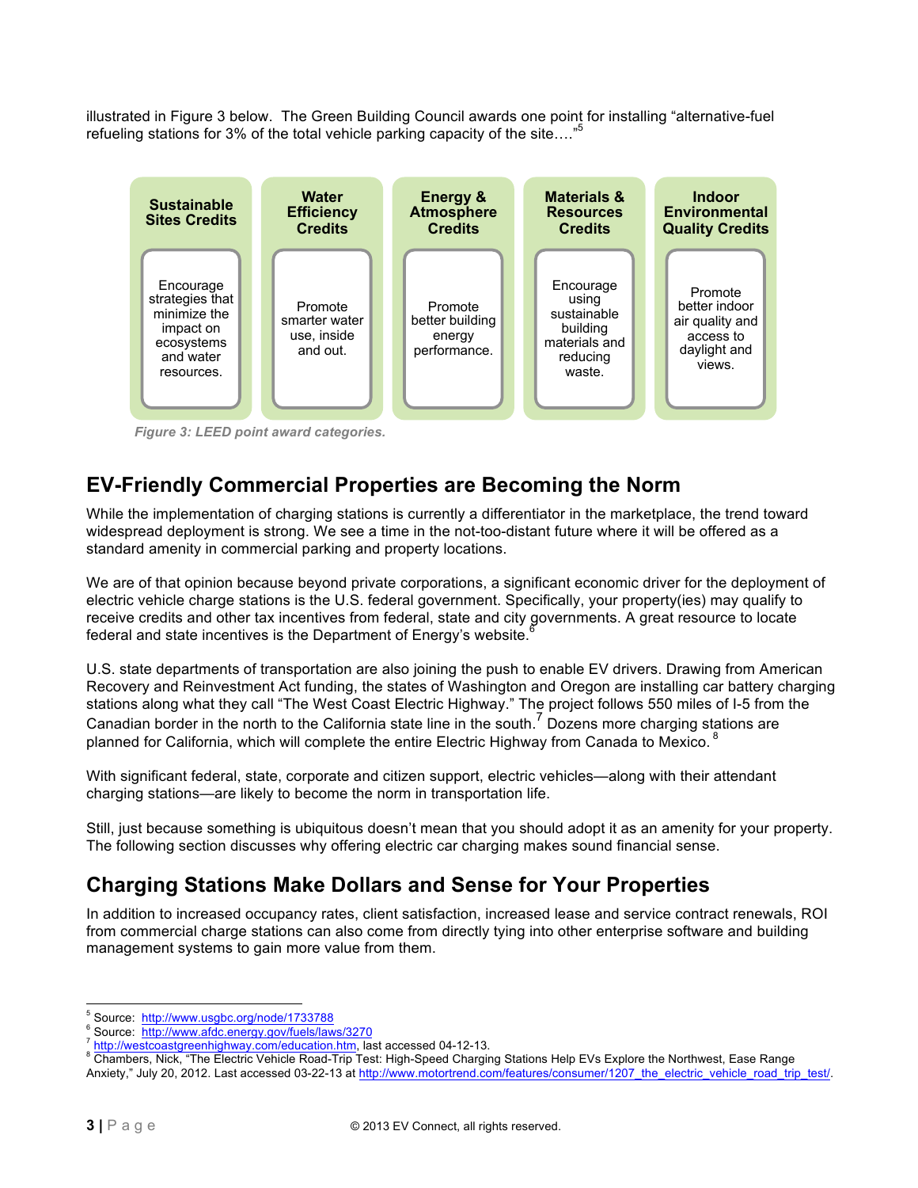illustrated in Figure 3 below. The Green Building Council awards one point for installing "alternative-fuel refueling stations for 3% of the total vehicle parking capacity of the site…."[5]

| Sustainable Sites Credits | Water Efficiency Credits | Energy & Atmosphere Credits | Materials & Resources Credits | Indoor Environmental Quality Credits |
|---|---|---|---|---|
| Encourage strategies that minimize the impact on ecosystems and water resources. | Promote smarter water use, inside and out. | Promote better building energy performance. | Encourage using sustainable building materials and reducing waste. | Promote better indoor air quality and access to daylight and views. |

*Figure 3: LEED point award categories.*

## EV-Friendly Commercial Properties are Becoming the Norm

While the implementation of charging stations is currently a differentiator in the marketplace, the trend toward widespread deployment is strong. We see a time in the not-too-distant future where it will be offered as a standard amenity in commercial parking and property locations.

We are of that opinion because beyond private corporations, a significant economic driver for the deployment of electric vehicle charge stations is the U.S. federal government. Specifically, your property(ies) may qualify to receive credits and other tax incentives from federal, state and city governments. A great resource to locate federal and state incentives is the Department of Energy's website.[6]

U.S. state departments of transportation are also joining the push to enable EV drivers. Drawing from American Recovery and Reinvestment Act funding, the states of Washington and Oregon are installing car battery charging stations along what they call "The West Coast Electric Highway." The project follows 550 miles of I-5 from the Canadian border in the north to the California state line in the south.[7] Dozens more charging stations are planned for California, which will complete the entire Electric Highway from Canada to Mexico.[8]

With significant federal, state, corporate and citizen support, electric vehicles—along with their attendant charging stations—are likely to become the norm in transportation life.

Still, just because something is ubiquitous doesn't mean that you should adopt it as an amenity for your property. The following section discusses why offering electric car charging makes sound financial sense.

## Charging Stations Make Dollars and Sense for Your Properties

In addition to increased occupancy rates, client satisfaction, increased lease and service contract renewals, ROI from commercial charge stations can also come from directly tying into other enterprise software and building management systems to gain more value from them.

---

[5] Source: http://www.usgbc.org/node/1733788
[6] Source: http://www.afdc.energy.gov/fuels/laws/3270
[7] http://westcoastgreenhighway.com/education.htm, last accessed 04-12-13.
[8] Chambers, Nick, "The Electric Vehicle Road-Trip Test: High-Speed Charging Stations Help EVs Explore the Northwest, Ease Range Anxiety," July 20, 2012. Last accessed 03-22-13 at http://www.motortrend.com/features/consumer/1207_the_electric_vehicle_road_trip_test/.

© 2013 EV Connect, all rights reserved.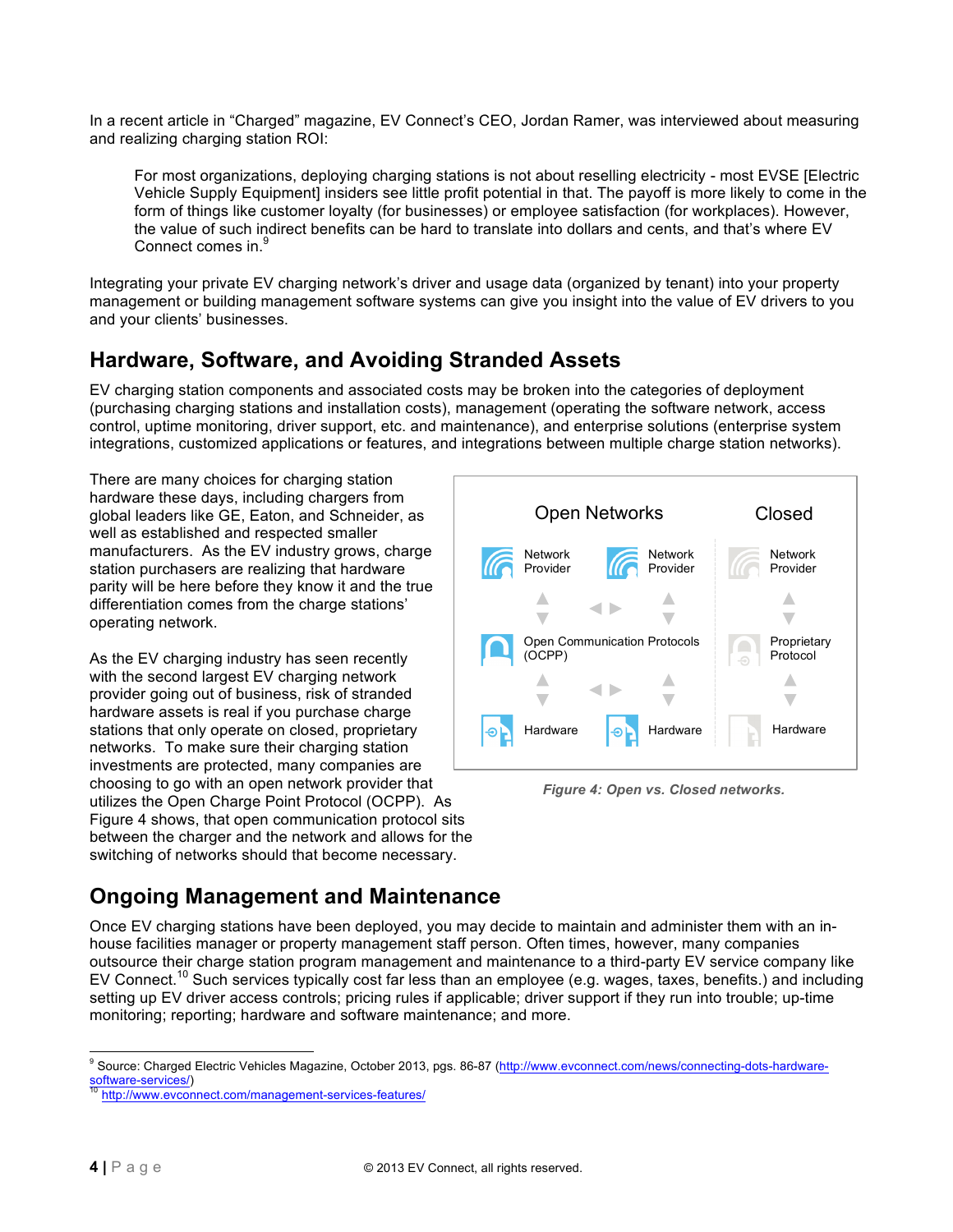In a recent article in "Charged" magazine, EV Connect's CEO, Jordan Ramer, was interviewed about measuring and realizing charging station ROI:

> For most organizations, deploying charging stations is not about reselling electricity - most EVSE [Electric Vehicle Supply Equipment] insiders see little profit potential in that. The payoff is more likely to come in the form of things like customer loyalty (for businesses) or employee satisfaction (for workplaces). However, the value of such indirect benefits can be hard to translate into dollars and cents, and that's where EV Connect comes in.[9]

Integrating your private EV charging network's driver and usage data (organized by tenant) into your property management or building management software systems can give you insight into the value of EV drivers to you and your clients' businesses.

## Hardware, Software, and Avoiding Stranded Assets

EV charging station components and associated costs may be broken into the categories of deployment (purchasing charging stations and installation costs), management (operating the software network, access control, uptime monitoring, driver support, etc. and maintenance), and enterprise solutions (enterprise system integrations, customized applications or features, and integrations between multiple charge station networks).

There are many choices for charging station hardware these days, including chargers from global leaders like GE, Eaton, and Schneider, as well as established and respected smaller manufacturers. As the EV industry grows, charge station purchasers are realizing that hardware parity will be here before they know it and the true differentiation comes from the charge stations' operating network.

As the EV charging industry has seen recently with the second largest EV charging network provider going out of business, risk of stranded hardware assets is real if you purchase charge stations that only operate on closed, proprietary networks. To make sure their charging station investments are protected, many companies are choosing to go with an open network provider that utilizes the Open Charge Point Protocol (OCPP). As Figure 4 shows, that open communication protocol sits between the charger and the network and allows for the switching of networks should that become necessary.

Open Networks | Closed

Network Provider | Network Provider | Network Provider

Open Communication Protocols (OCPP) | Proprietary Protocol

Hardware | Hardware | Hardware

*Figure 4: Open vs. Closed networks.*

## Ongoing Management and Maintenance

Once EV charging stations have been deployed, you may decide to maintain and administer them with an in-house facilities manager or property management staff person. Often times, however, many companies outsource their charge station program management and maintenance to a third-party EV service company like EV Connect.[10] Such services typically cost far less than an employee (e.g. wages, taxes, benefits.) and including setting up EV driver access controls; pricing rules if applicable; driver support if they run into trouble; up-time monitoring; reporting; hardware and software maintenance; and more.

---

[9] Source: Charged Electric Vehicles Magazine, October 2013, pgs. 86-87 (http://www.evconnect.com/news/connecting-dots-hardware-software-services/)

[10] http://www.evconnect.com/management-services-features/

© 2013 EV Connect, all rights reserved.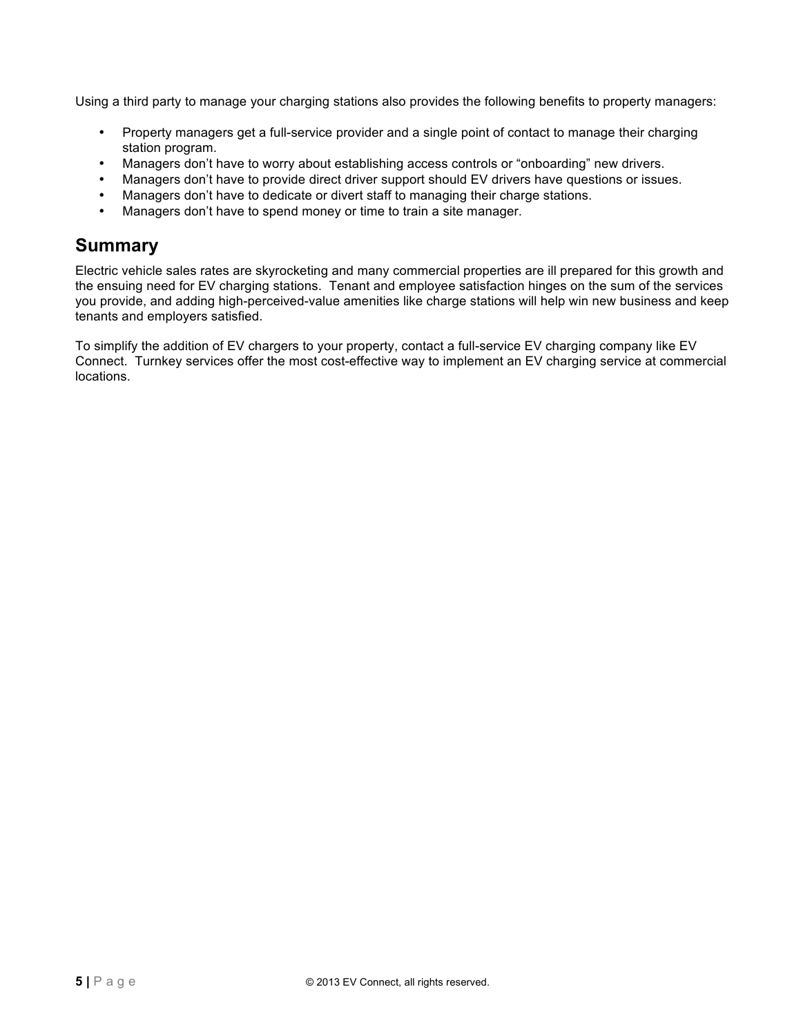Using a third party to manage your charging stations also provides the following benefits to property managers:

- Property managers get a full-service provider and a single point of contact to manage their charging station program.
- Managers don't have to worry about establishing access controls or "onboarding" new drivers.
- Managers don't have to provide direct driver support should EV drivers have questions or issues.
- Managers don't have to dedicate or divert staff to managing their charge stations.
- Managers don't have to spend money or time to train a site manager.

## Summary

Electric vehicle sales rates are skyrocketing and many commercial properties are ill prepared for this growth and the ensuing need for EV charging stations. Tenant and employee satisfaction hinges on the sum of the services you provide, and adding high-perceived-value amenities like charge stations will help win new business and keep tenants and employers satisfied.

To simplify the addition of EV chargers to your property, contact a full-service EV charging company like EV Connect. Turnkey services offer the most cost-effective way to implement an EV charging service at commercial locations.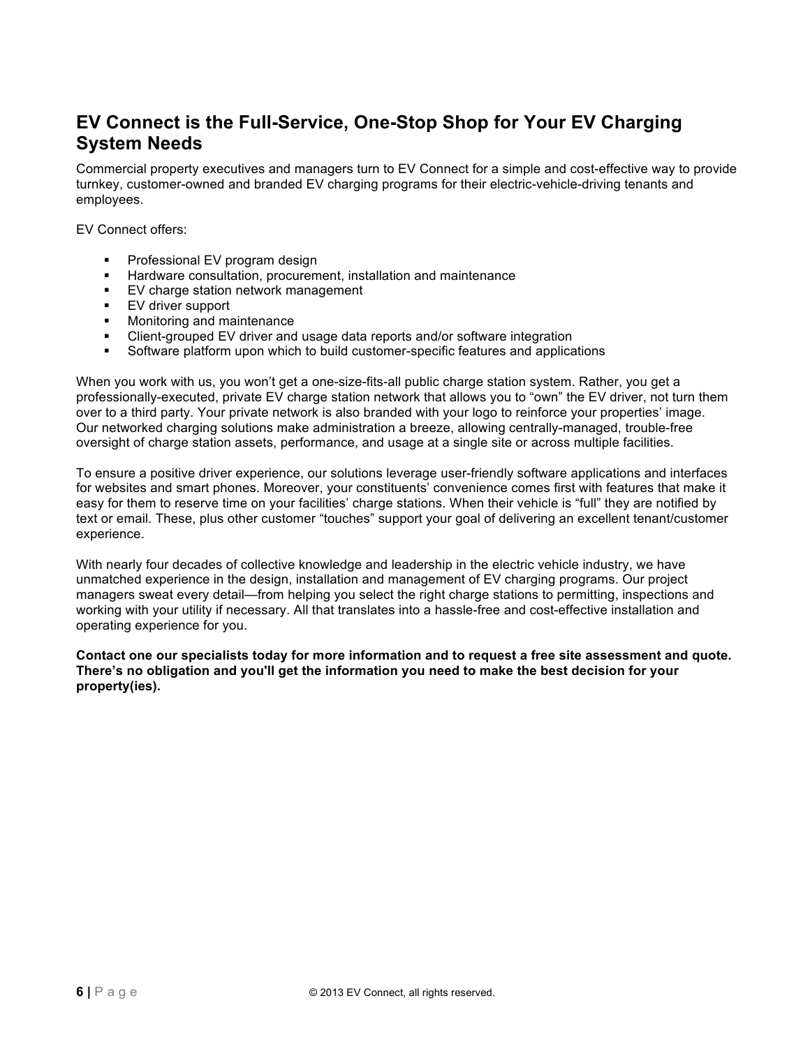## EV Connect is the Full-Service, One-Stop Shop for Your EV Charging System Needs

Commercial property executives and managers turn to EV Connect for a simple and cost-effective way to provide turnkey, customer-owned and branded EV charging programs for their electric-vehicle-driving tenants and employees.

EV Connect offers:

- Professional EV program design
- Hardware consultation, procurement, installation and maintenance
- EV charge station network management
- EV driver support
- Monitoring and maintenance
- Client-grouped EV driver and usage data reports and/or software integration
- Software platform upon which to build customer-specific features and applications

When you work with us, you won't get a one-size-fits-all public charge station system. Rather, you get a professionally-executed, private EV charge station network that allows you to "own" the EV driver, not turn them over to a third party. Your private network is also branded with your logo to reinforce your properties' image. Our networked charging solutions make administration a breeze, allowing centrally-managed, trouble-free oversight of charge station assets, performance, and usage at a single site or across multiple facilities.

To ensure a positive driver experience, our solutions leverage user-friendly software applications and interfaces for websites and smart phones. Moreover, your constituents' convenience comes first with features that make it easy for them to reserve time on your facilities' charge stations. When their vehicle is "full" they are notified by text or email. These, plus other customer "touches" support your goal of delivering an excellent tenant/customer experience.

With nearly four decades of collective knowledge and leadership in the electric vehicle industry, we have unmatched experience in the design, installation and management of EV charging programs. Our project managers sweat every detail—from helping you select the right charge stations to permitting, inspections and working with your utility if necessary. All that translates into a hassle-free and cost-effective installation and operating experience for you.

**Contact one our specialists today for more information and to request a free site assessment and quote. There's no obligation and you'll get the information you need to make the best decision for your property(ies).**

© 2013 EV Connect, all rights reserved.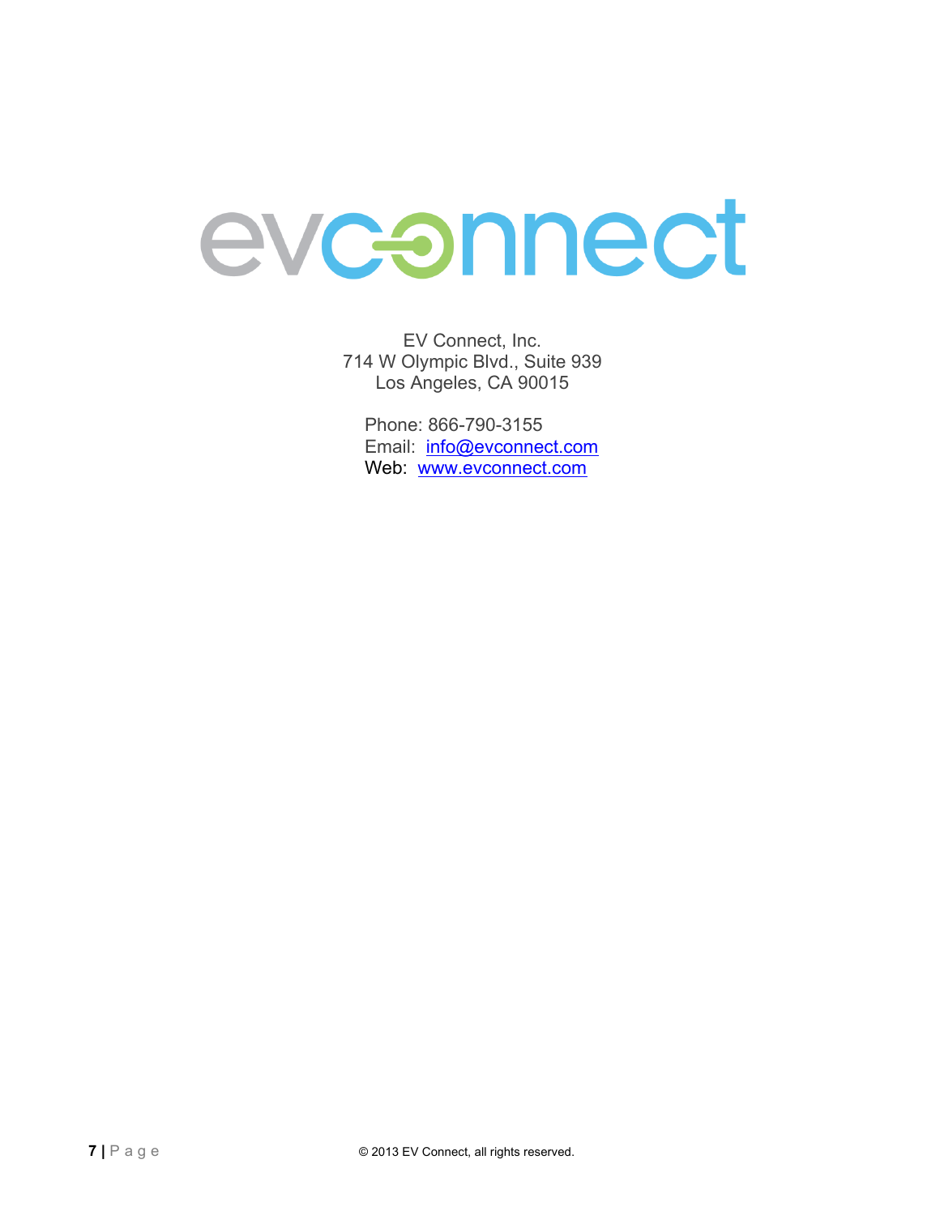evconnect

EV Connect, Inc.
714 W Olympic Blvd., Suite 939
Los Angeles, CA 90015

Phone: 866-790-3155
Email: [info@evconnect.com](mailto:info@evconnect.com)
Web: [www.evconnect.com](http://www.evconnect.com)

© 2013 EV Connect, all rights reserved.